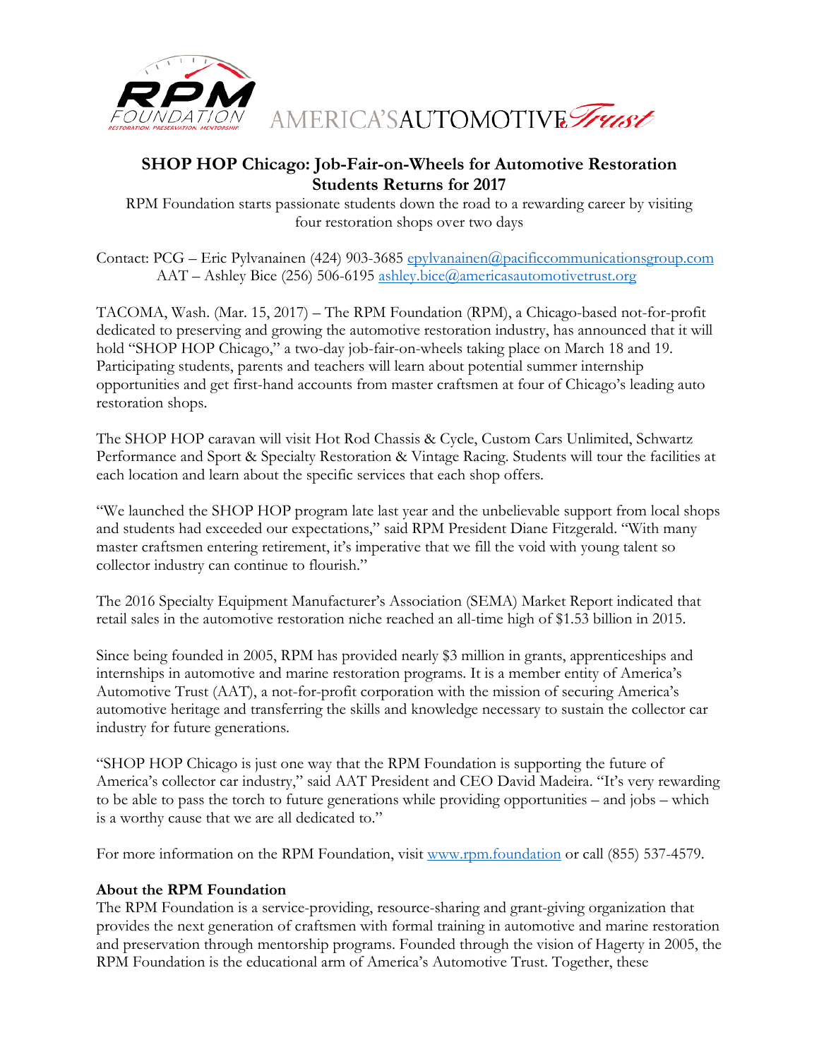# SHOP HOP Chicago: Job-Fair-on-Wheels for Automotive Restoration Students Returns for 2017

RPM Foundation starts passionate students down the road to a rewarding career by visiting four restoration shops over two days

Contact: PCG – Eric Pylvanainen (424) 903-3685 epylvanainen@pacificcommunicationsgroup.com
AAT – Ashley Bice (256) 506-6195 ashley.bice@americasautomotivetrust.org

TACOMA, Wash. (Mar. 15, 2017) – The RPM Foundation (RPM), a Chicago-based not-for-profit dedicated to preserving and growing the automotive restoration industry, has announced that it will hold "SHOP HOP Chicago," a two-day job-fair-on-wheels taking place on March 18 and 19. Participating students, parents and teachers will learn about potential summer internship opportunities and get first-hand accounts from master craftsmen at four of Chicago's leading auto restoration shops.

The SHOP HOP caravan will visit Hot Rod Chassis & Cycle, Custom Cars Unlimited, Schwartz Performance and Sport & Specialty Restoration & Vintage Racing. Students will tour the facilities at each location and learn about the specific services that each shop offers.

"We launched the SHOP HOP program late last year and the unbelievable support from local shops and students had exceeded our expectations," said RPM President Diane Fitzgerald. "With many master craftsmen entering retirement, it's imperative that we fill the void with young talent so collector industry can continue to flourish."

The 2016 Specialty Equipment Manufacturer's Association (SEMA) Market Report indicated that retail sales in the automotive restoration niche reached an all-time high of $1.53 billion in 2015.

Since being founded in 2005, RPM has provided nearly $3 million in grants, apprenticeships and internships in automotive and marine restoration programs. It is a member entity of America's Automotive Trust (AAT), a not-for-profit corporation with the mission of securing America's automotive heritage and transferring the skills and knowledge necessary to sustain the collector car industry for future generations.

"SHOP HOP Chicago is just one way that the RPM Foundation is supporting the future of America's collector car industry," said AAT President and CEO David Madeira. "It's very rewarding to be able to pass the torch to future generations while providing opportunities – and jobs – which is a worthy cause that we are all dedicated to."

For more information on the RPM Foundation, visit www.rpm.foundation or call (855) 537-4579.

**About the RPM Foundation**
The RPM Foundation is a service-providing, resource-sharing and grant-giving organization that provides the next generation of craftsmen with formal training in automotive and marine restoration and preservation through mentorship programs. Founded through the vision of Hagerty in 2005, the RPM Foundation is the educational arm of America's Automotive Trust. Together, these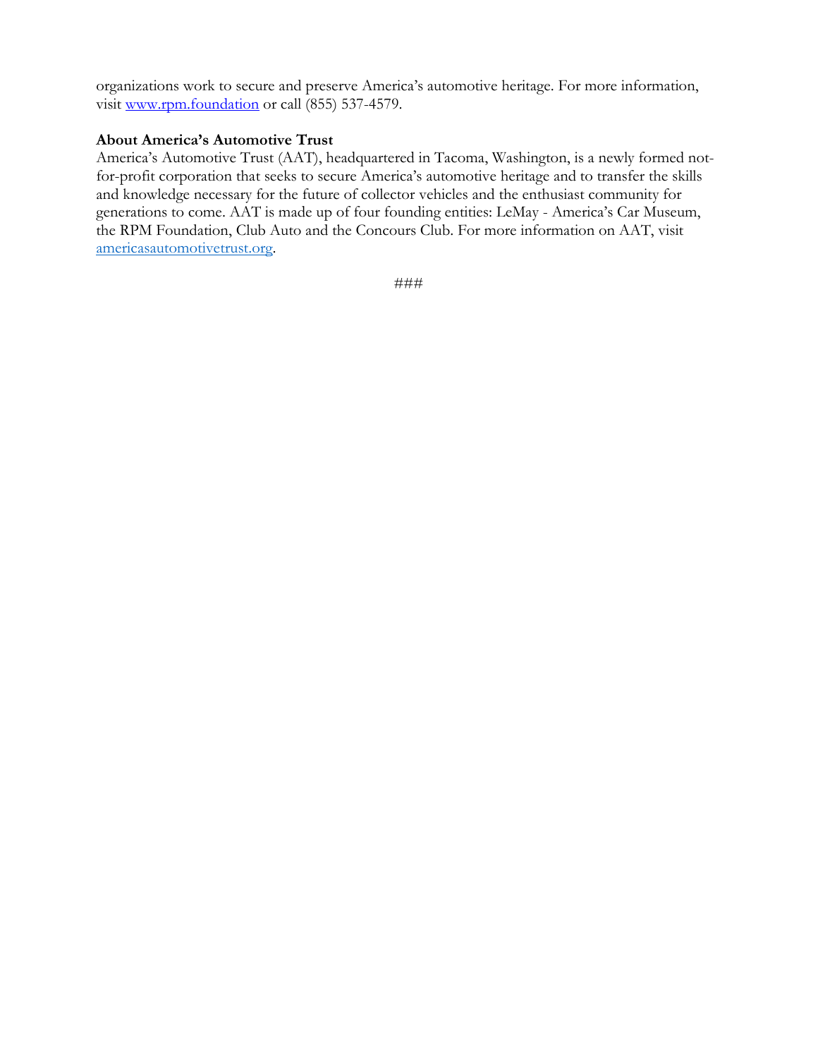organizations work to secure and preserve America's automotive heritage. For more information, visit [www.rpm.foundation](http://www.rpm.foundation) or call (855) 537-4579.

**About America's Automotive Trust**

America's Automotive Trust (AAT), headquartered in Tacoma, Washington, is a newly formed not-for-profit corporation that seeks to secure America's automotive heritage and to transfer the skills and knowledge necessary for the future of collector vehicles and the enthusiast community for generations to come. AAT is made up of four founding entities: LeMay - America's Car Museum, the RPM Foundation, Club Auto and the Concours Club. For more information on AAT, visit [americasautomotivetrust.org](http://americasautomotivetrust.org).

###